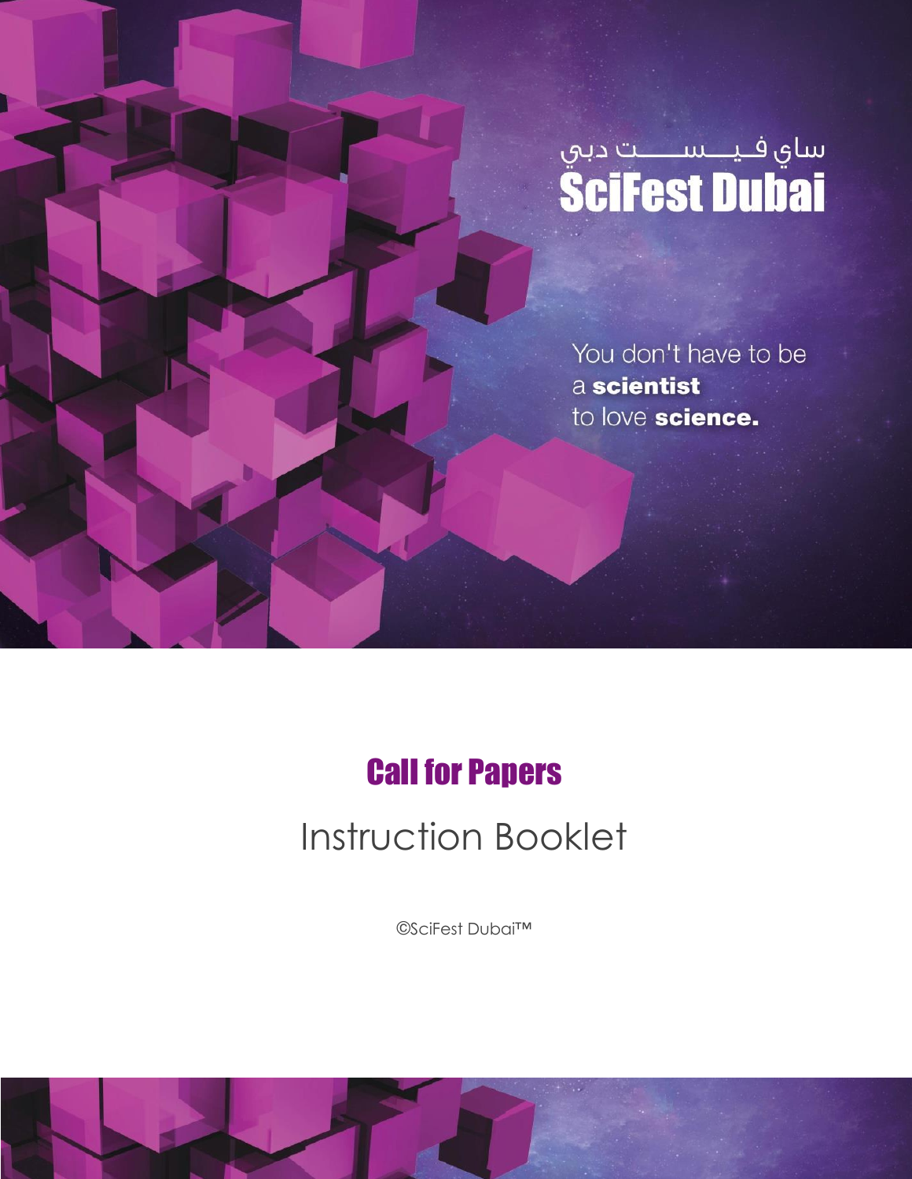ساي فيـــســـــت دبي

**SciFest Dubai**

You don't have to be
a **scientist**
to love **science.**

# Call for Papers

## Instruction Booklet

©SciFest Dubai™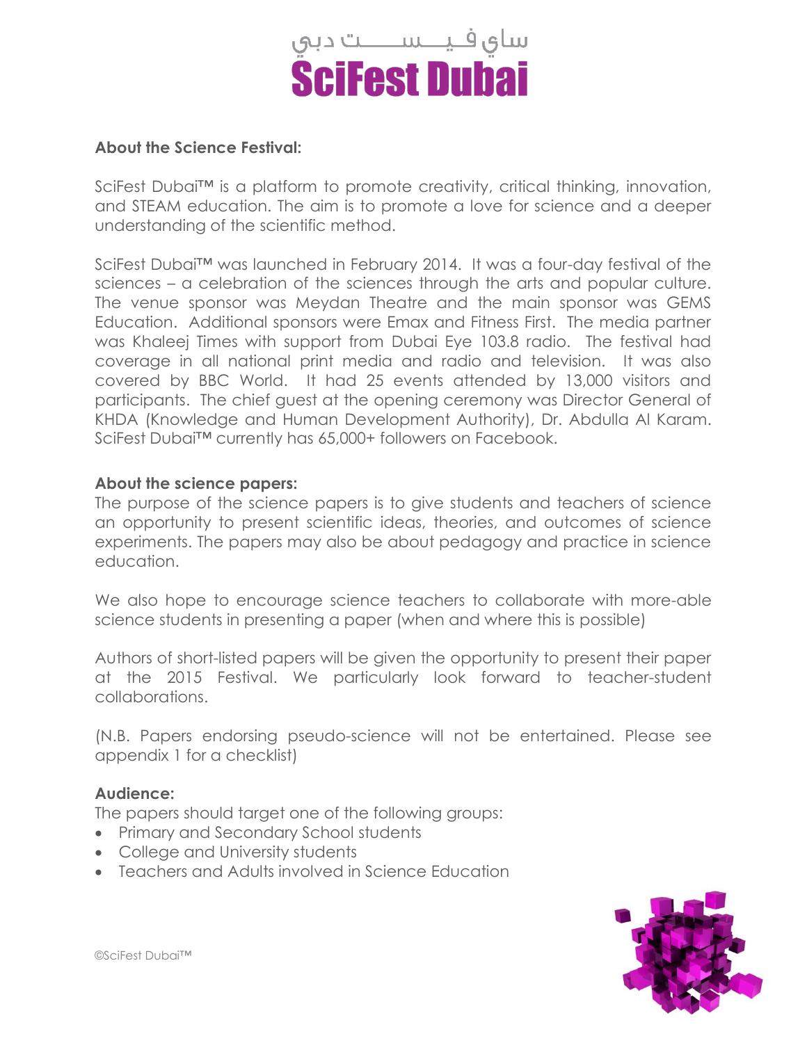ساي فيـــســـــت دبي
**SciFest Dubai**

**About the Science Festival:**

SciFest Dubai™ is a platform to promote creativity, critical thinking, innovation, and STEAM education. The aim is to promote a love for science and a deeper understanding of the scientific method.

SciFest Dubai™ was launched in February 2014. It was a four-day festival of the sciences – a celebration of the sciences through the arts and popular culture. The venue sponsor was Meydan Theatre and the main sponsor was GEMS Education. Additional sponsors were Emax and Fitness First. The media partner was Khaleej Times with support from Dubai Eye 103.8 radio. The festival had coverage in all national print media and radio and television. It was also covered by BBC World. It had 25 events attended by 13,000 visitors and participants. The chief guest at the opening ceremony was Director General of KHDA (Knowledge and Human Development Authority), Dr. Abdulla Al Karam. SciFest Dubai™ currently has 65,000+ followers on Facebook.

**About the science papers:**
The purpose of the science papers is to give students and teachers of science an opportunity to present scientific ideas, theories, and outcomes of science experiments. The papers may also be about pedagogy and practice in science education.

We also hope to encourage science teachers to collaborate with more-able science students in presenting a paper (when and where this is possible)

Authors of short-listed papers will be given the opportunity to present their paper at the 2015 Festival. We particularly look forward to teacher-student collaborations.

(N.B. Papers endorsing pseudo-science will not be entertained. Please see appendix 1 for a checklist)

**Audience:**
The papers should target one of the following groups:

- Primary and Secondary School students
- College and University students
- Teachers and Adults involved in Science Education

©SciFest Dubai™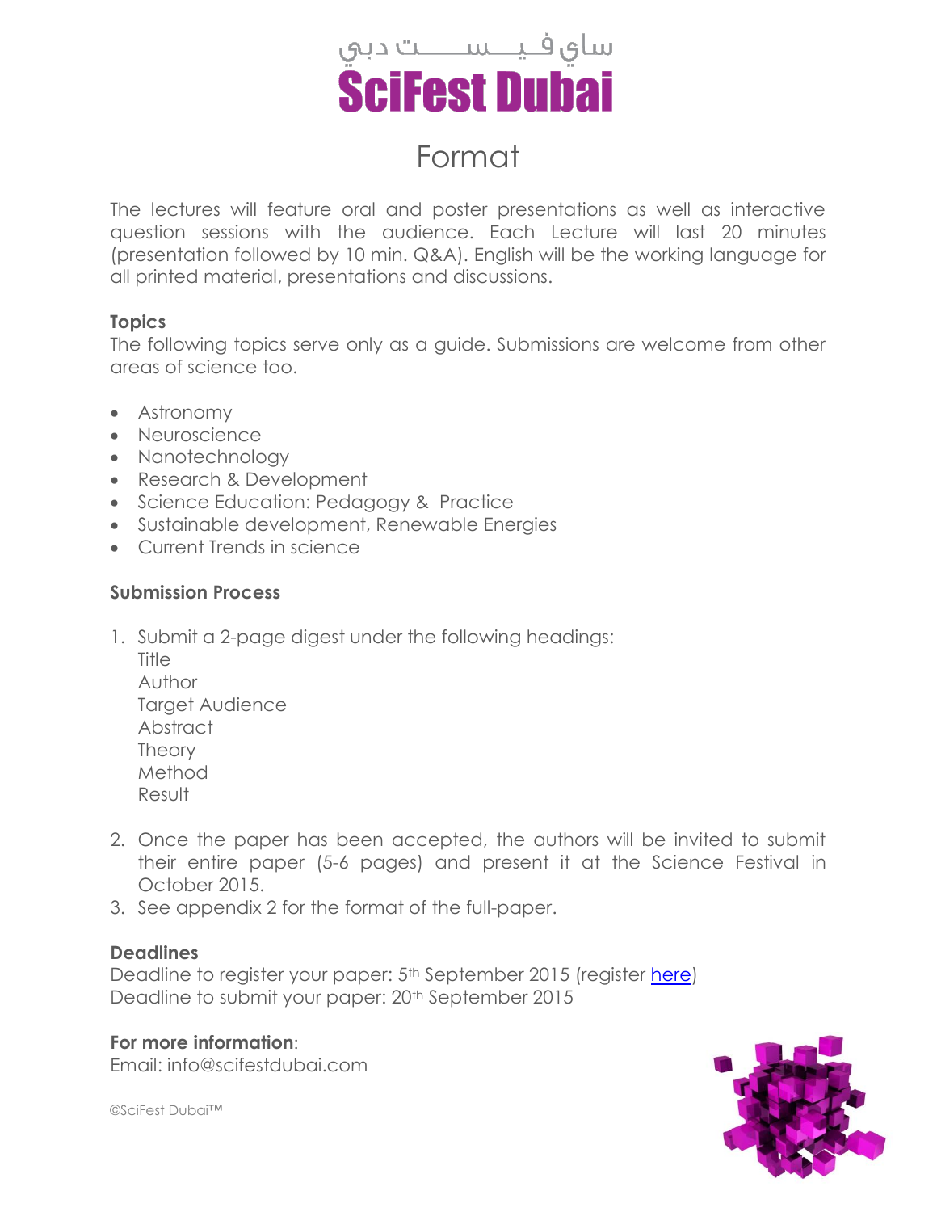ساي فيـــســــت دبي

**SciFest Dubai**

# Format

The lectures will feature oral and poster presentations as well as interactive question sessions with the audience. Each Lecture will last 20 minutes (presentation followed by 10 min. Q&A). English will be the working language for all printed material, presentations and discussions.

**Topics**

The following topics serve only as a guide. Submissions are welcome from other areas of science too.

- Astronomy
- Neuroscience
- Nanotechnology
- Research & Development
- Science Education: Pedagogy & Practice
- Sustainable development, Renewable Energies
- Current Trends in science

**Submission Process**

1. Submit a 2-page digest under the following headings:
   Title
   Author
   Target Audience
   Abstract
   Theory
   Method
   Result
2. Once the paper has been accepted, the authors will be invited to submit their entire paper (5-6 pages) and present it at the Science Festival in October 2015.
3. See appendix 2 for the format of the full-paper.

**Deadlines**

Deadline to register your paper: 5th September 2015 (register here)
Deadline to submit your paper: 20th September 2015

**For more information**:
Email: info@scifestdubai.com

©SciFest Dubai™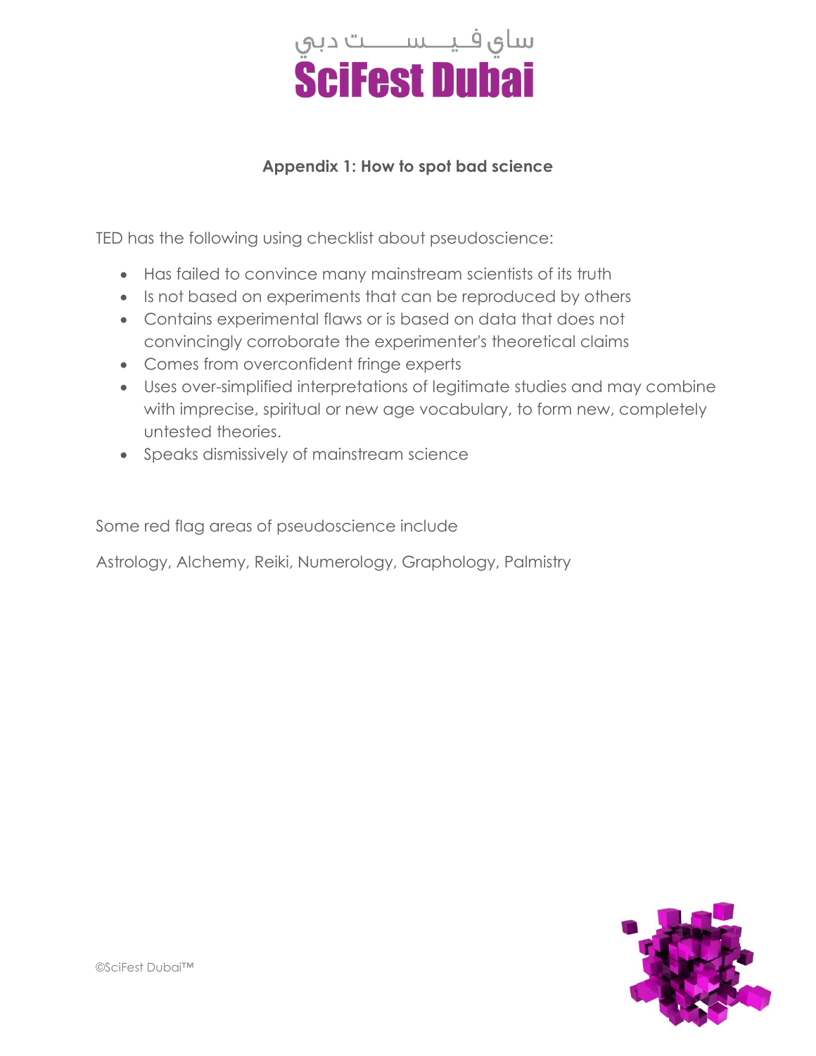ساي فيست دبي
**SciFest Dubai**

## Appendix 1: How to spot bad science

TED has the following using checklist about pseudoscience:

- Has failed to convince many mainstream scientists of its truth
- Is not based on experiments that can be reproduced by others
- Contains experimental flaws or is based on data that does not convincingly corroborate the experimenter's theoretical claims
- Comes from overconfident fringe experts
- Uses over-simplified interpretations of legitimate studies and may combine with imprecise, spiritual or new age vocabulary, to form new, completely untested theories.
- Speaks dismissively of mainstream science

Some red flag areas of pseudoscience include

Astrology, Alchemy, Reiki, Numerology, Graphology, Palmistry

©SciFest Dubai™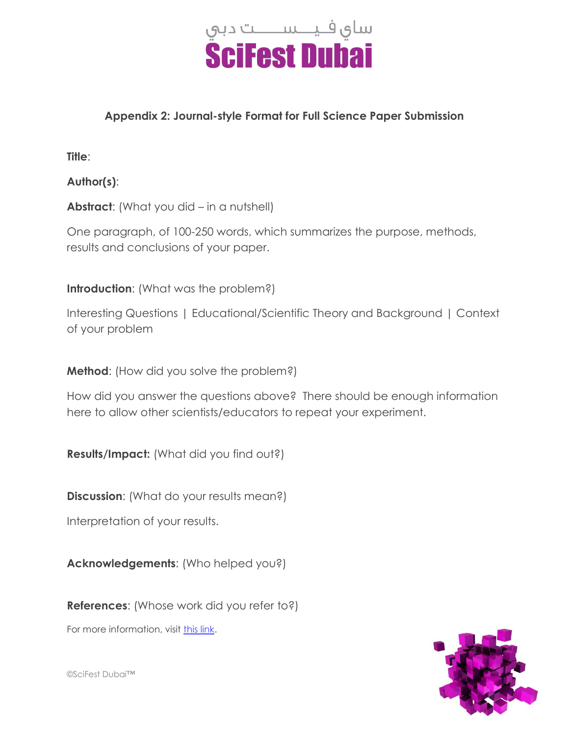ساي فيـــســــت دبي

# SciFest Dubai

## Appendix 2: Journal-style Format for Full Science Paper Submission

**Title**:

**Author(s)**:

**Abstract**: (What you did – in a nutshell)

One paragraph, of 100-250 words, which summarizes the purpose, methods, results and conclusions of your paper.

**Introduction**: (What was the problem?)

Interesting Questions | Educational/Scientific Theory and Background | Context of your problem

**Method**: (How did you solve the problem?)

How did you answer the questions above? There should be enough information here to allow other scientists/educators to repeat your experiment.

**Results/Impact:** (What did you find out?)

**Discussion**: (What do your results mean?)

Interpretation of your results.

**Acknowledgements**: (Who helped you?)

**References**: (Whose work did you refer to?)

For more information, visit this link.

©SciFest Dubai™